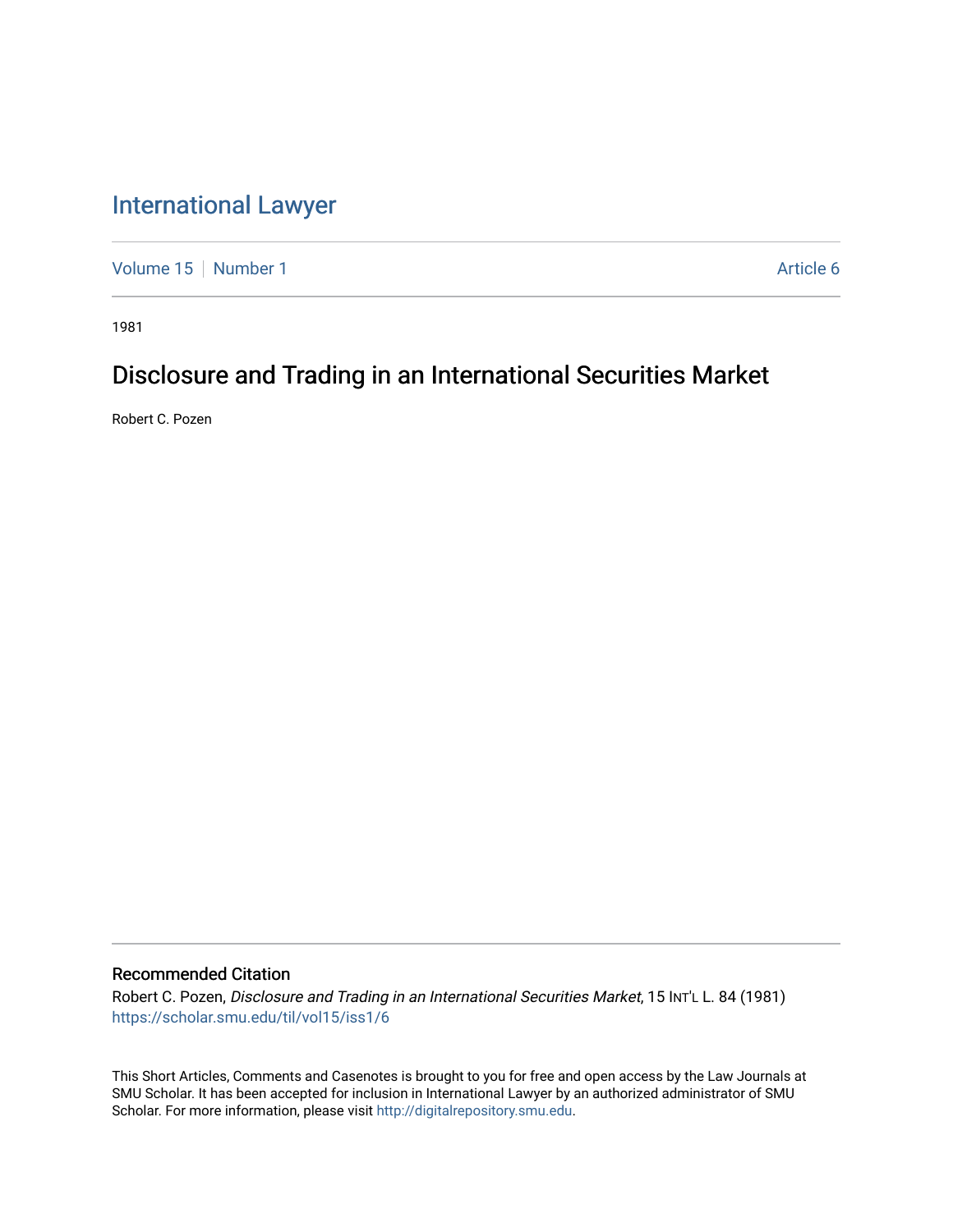# International Lawyer

Volume 15 | Number 1 | Article 6

1981

## Disclosure and Trading in an International Securities Market

Robert C. Pozen

### Recommended Citation

Robert C. Pozen, *Disclosure and Trading in an International Securities Market*, 15 Int'l L. 84 (1981)
https://scholar.smu.edu/til/vol15/iss1/6

This Short Articles, Comments and Casenotes is brought to you for free and open access by the Law Journals at SMU Scholar. It has been accepted for inclusion in International Lawyer by an authorized administrator of SMU Scholar. For more information, please visit http://digitalrepository.smu.edu.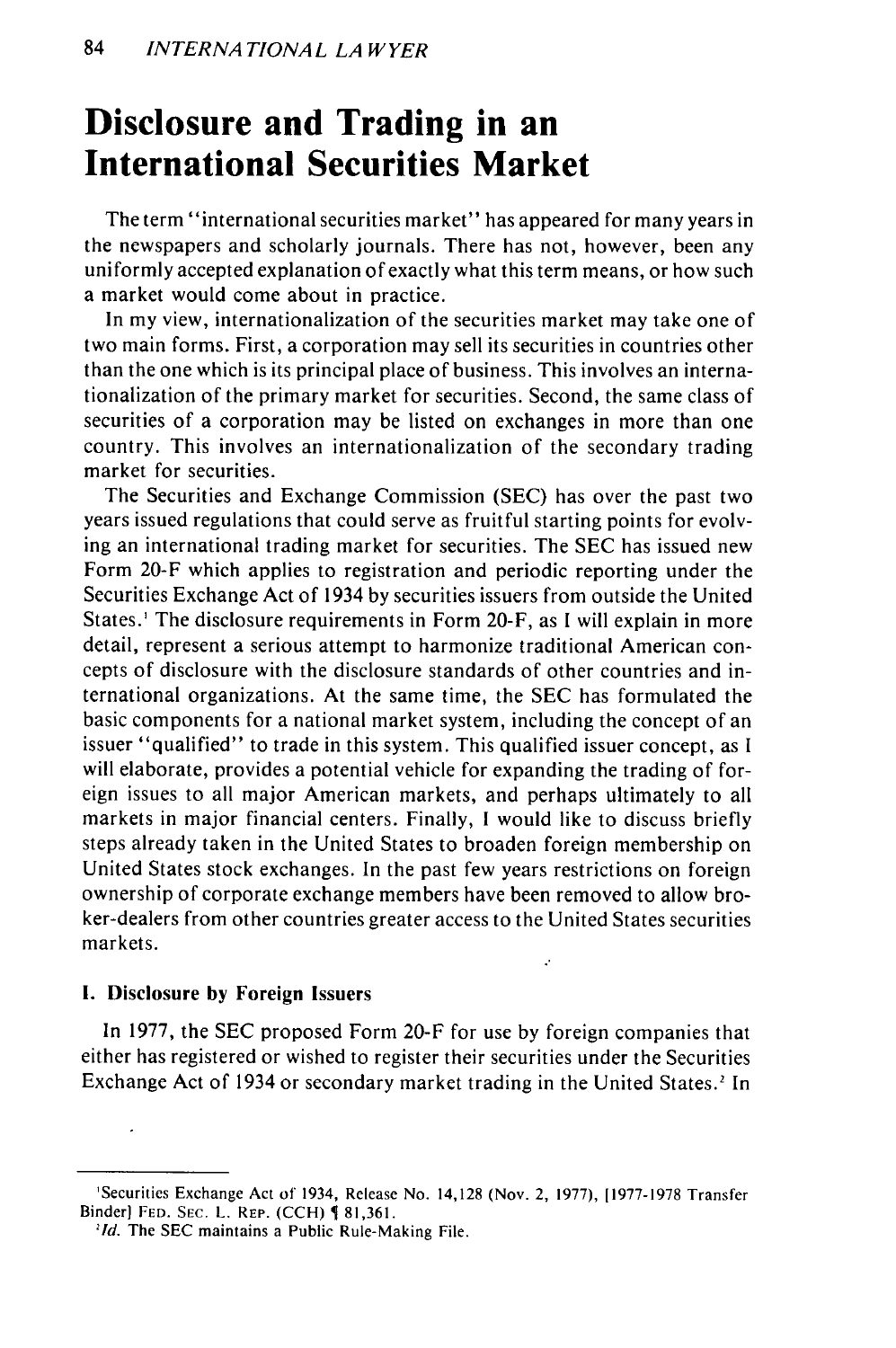# Disclosure and Trading in an International Securities Market

The term "international securities market" has appeared for many years in the newspapers and scholarly journals. There has not, however, been any uniformly accepted explanation of exactly what this term means, or how such a market would come about in practice.

In my view, internationalization of the securities market may take one of two main forms. First, a corporation may sell its securities in countries other than the one which is its principal place of business. This involves an internationalization of the primary market for securities. Second, the same class of securities of a corporation may be listed on exchanges in more than one country. This involves an internationalization of the secondary trading market for securities.

The Securities and Exchange Commission (SEC) has over the past two years issued regulations that could serve as fruitful starting points for evolving an international trading market for securities. The SEC has issued new Form 20-F which applies to registration and periodic reporting under the Securities Exchange Act of 1934 by securities issuers from outside the United States.[1] The disclosure requirements in Form 20-F, as I will explain in more detail, represent a serious attempt to harmonize traditional American concepts of disclosure with the disclosure standards of other countries and international organizations. At the same time, the SEC has formulated the basic components for a national market system, including the concept of an issuer "qualified" to trade in this system. This qualified issuer concept, as I will elaborate, provides a potential vehicle for expanding the trading of foreign issues to all major American markets, and perhaps ultimately to all markets in major financial centers. Finally, I would like to discuss briefly steps already taken in the United States to broaden foreign membership on United States stock exchanges. In the past few years restrictions on foreign ownership of corporate exchange members have been removed to allow broker-dealers from other countries greater access to the United States securities markets.

### I. Disclosure by Foreign Issuers

In 1977, the SEC proposed Form 20-F for use by foreign companies that either has registered or wished to register their securities under the Securities Exchange Act of 1934 or secondary market trading in the United States.[2] In

---

[1] Securities Exchange Act of 1934, Release No. 14,128 (Nov. 2, 1977), [1977-1978 Transfer Binder] FED. SEC. L. REP. (CCH) ¶ 81,361.

[2] *Id.* The SEC maintains a Public Rule-Making File.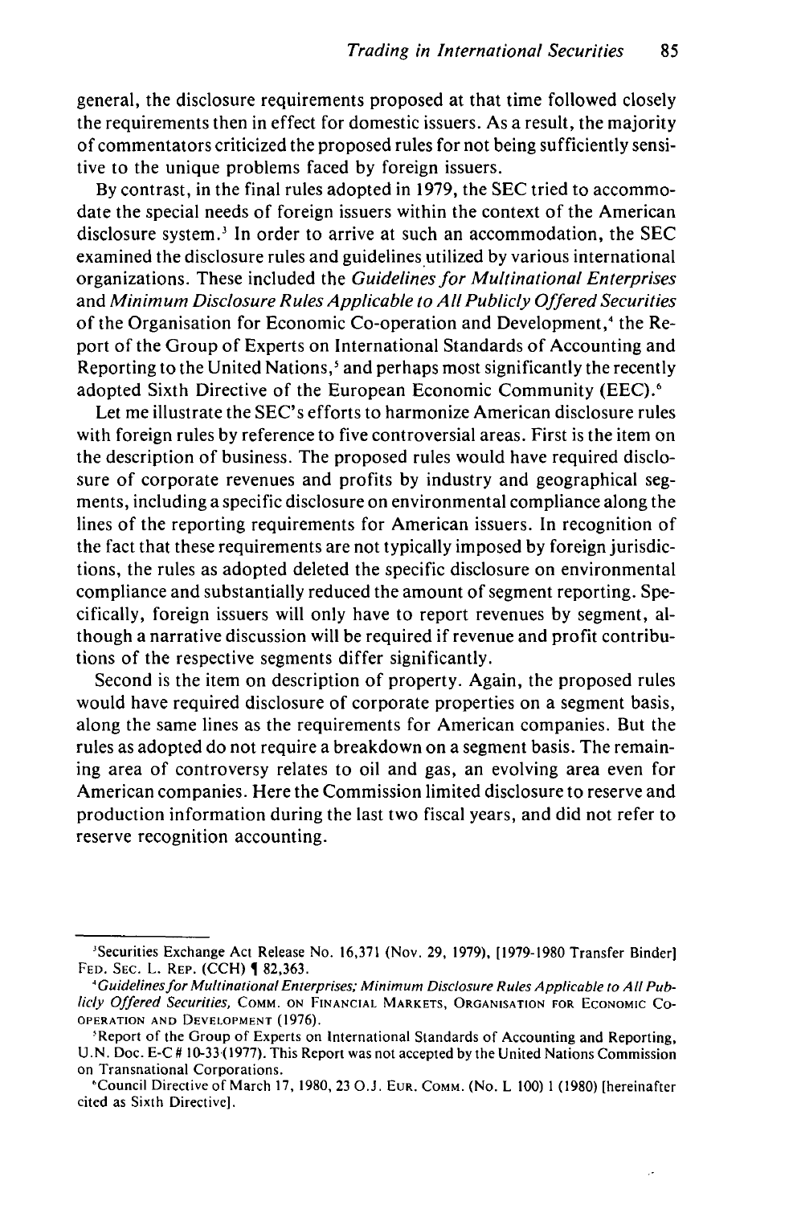general, the disclosure requirements proposed at that time followed closely the requirements then in effect for domestic issuers. As a result, the majority of commentators criticized the proposed rules for not being sufficiently sensitive to the unique problems faced by foreign issuers.

By contrast, in the final rules adopted in 1979, the SEC tried to accommodate the special needs of foreign issuers within the context of the American disclosure system.[3] In order to arrive at such an accommodation, the SEC examined the disclosure rules and guidelines utilized by various international organizations. These included the *Guidelines for Multinational Enterprises* and *Minimum Disclosure Rules Applicable to All Publicly Offered Securities* of the Organisation for Economic Co-operation and Development,[4] the Report of the Group of Experts on International Standards of Accounting and Reporting to the United Nations,[5] and perhaps most significantly the recently adopted Sixth Directive of the European Economic Community (EEC).[6]

Let me illustrate the SEC's efforts to harmonize American disclosure rules with foreign rules by reference to five controversial areas. First is the item on the description of business. The proposed rules would have required disclosure of corporate revenues and profits by industry and geographical segments, including a specific disclosure on environmental compliance along the lines of the reporting requirements for American issuers. In recognition of the fact that these requirements are not typically imposed by foreign jurisdictions, the rules as adopted deleted the specific disclosure on environmental compliance and substantially reduced the amount of segment reporting. Specifically, foreign issuers will only have to report revenues by segment, although a narrative discussion will be required if revenue and profit contributions of the respective segments differ significantly.

Second is the item on description of property. Again, the proposed rules would have required disclosure of corporate properties on a segment basis, along the same lines as the requirements for American companies. But the rules as adopted do not require a breakdown on a segment basis. The remaining area of controversy relates to oil and gas, an evolving area even for American companies. Here the Commission limited disclosure to reserve and production information during the last two fiscal years, and did not refer to reserve recognition accounting.

---

[3] Securities Exchange Act Release No. 16,371 (Nov. 29, 1979), [1979-1980 Transfer Binder] FED. SEC. L. REP. (CCH) ¶ 82,363.

[4] *Guidelines for Multinational Enterprises; Minimum Disclosure Rules Applicable to All Publicly Offered Securities*, COMM. ON FINANCIAL MARKETS, ORGANISATION FOR ECONOMIC CO-OPERATION AND DEVELOPMENT (1976).

[5] Report of the Group of Experts on International Standards of Accounting and Reporting, U.N. Doc. E-C # 10-33 (1977). This Report was not accepted by the United Nations Commission on Transnational Corporations.

[6] Council Directive of March 17, 1980, 23 O.J. EUR. COMM. (No. L 100) 1 (1980) [hereinafter cited as Sixth Directive].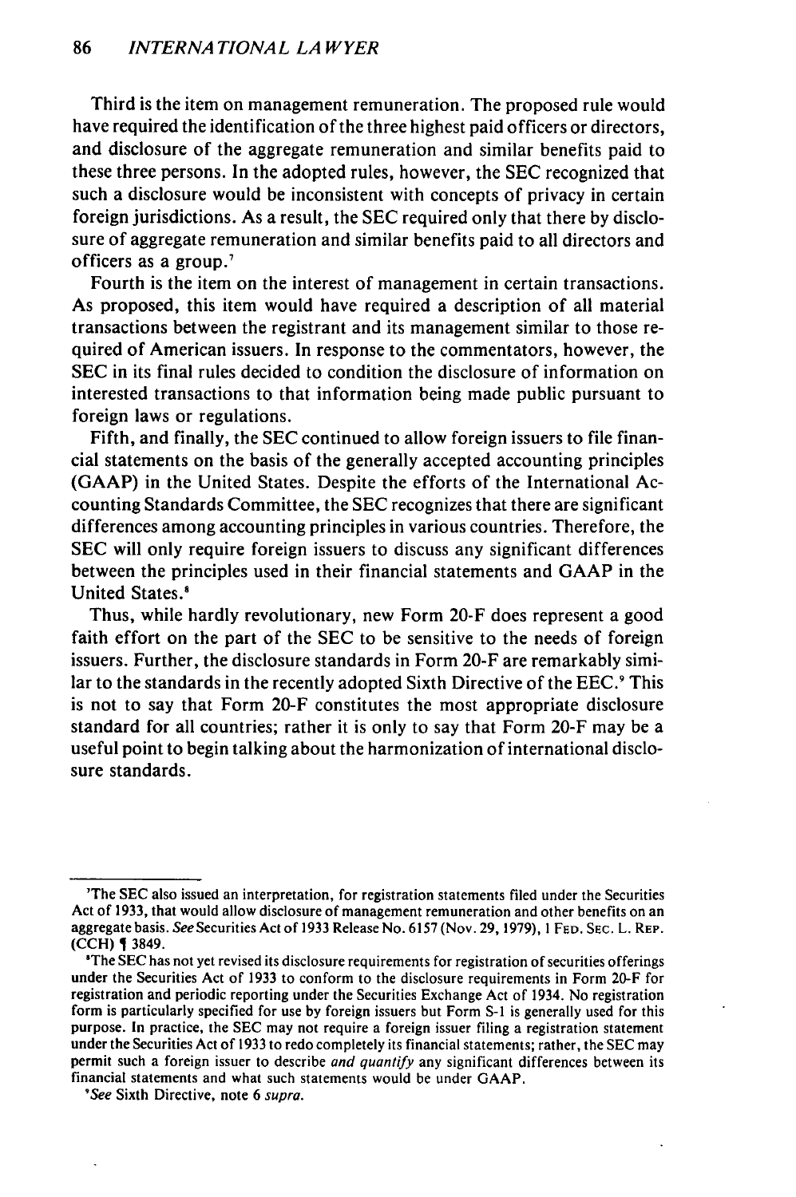Third is the item on management remuneration. The proposed rule would have required the identification of the three highest paid officers or directors, and disclosure of the aggregate remuneration and similar benefits paid to these three persons. In the adopted rules, however, the SEC recognized that such a disclosure would be inconsistent with concepts of privacy in certain foreign jurisdictions. As a result, the SEC required only that there by disclosure of aggregate remuneration and similar benefits paid to all directors and officers as a group.[7]

Fourth is the item on the interest of management in certain transactions. As proposed, this item would have required a description of all material transactions between the registrant and its management similar to those required of American issuers. In response to the commentators, however, the SEC in its final rules decided to condition the disclosure of information on interested transactions to that information being made public pursuant to foreign laws or regulations.

Fifth, and finally, the SEC continued to allow foreign issuers to file financial statements on the basis of the generally accepted accounting principles (GAAP) in the United States. Despite the efforts of the International Accounting Standards Committee, the SEC recognizes that there are significant differences among accounting principles in various countries. Therefore, the SEC will only require foreign issuers to discuss any significant differences between the principles used in their financial statements and GAAP in the United States.[8]

Thus, while hardly revolutionary, new Form 20-F does represent a good faith effort on the part of the SEC to be sensitive to the needs of foreign issuers. Further, the disclosure standards in Form 20-F are remarkably similar to the standards in the recently adopted Sixth Directive of the EEC.[9] This is not to say that Form 20-F constitutes the most appropriate disclosure standard for all countries; rather it is only to say that Form 20-F may be a useful point to begin talking about the harmonization of international disclosure standards.

---

[7]The SEC also issued an interpretation, for registration statements filed under the Securities Act of 1933, that would allow disclosure of management remuneration and other benefits on an aggregate basis. *See* Securities Act of 1933 Release No. 6157 (Nov. 29, 1979), 1 FED. SEC. L. REP. (CCH) ¶ 3849.

[8]The SEC has not yet revised its disclosure requirements for registration of securities offerings under the Securities Act of 1933 to conform to the disclosure requirements in Form 20-F for registration and periodic reporting under the Securities Exchange Act of 1934. No registration form is particularly specified for use by foreign issuers but Form S-1 is generally used for this purpose. In practice, the SEC may not require a foreign issuer filing a registration statement under the Securities Act of 1933 to redo completely its financial statements; rather, the SEC may permit such a foreign issuer to describe *and quantify* any significant differences between its financial statements and what such statements would be under GAAP.

[9]*See* Sixth Directive, note 6 *supra.*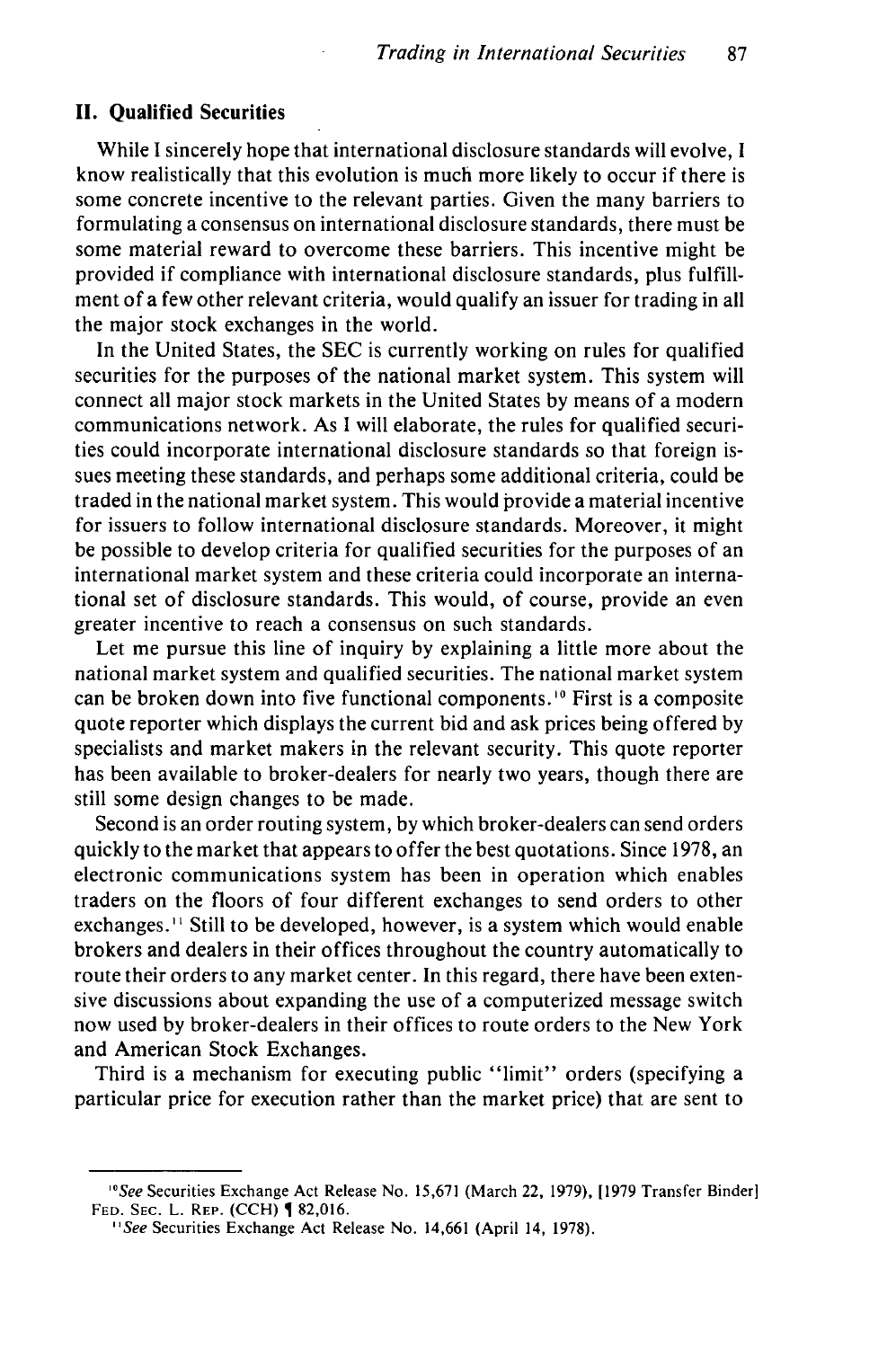## II. Qualified Securities

While I sincerely hope that international disclosure standards will evolve, I know realistically that this evolution is much more likely to occur if there is some concrete incentive to the relevant parties. Given the many barriers to formulating a consensus on international disclosure standards, there must be some material reward to overcome these barriers. This incentive might be provided if compliance with international disclosure standards, plus fulfillment of a few other relevant criteria, would qualify an issuer for trading in all the major stock exchanges in the world.

In the United States, the SEC is currently working on rules for qualified securities for the purposes of the national market system. This system will connect all major stock markets in the United States by means of a modern communications network. As I will elaborate, the rules for qualified securities could incorporate international disclosure standards so that foreign issues meeting these standards, and perhaps some additional criteria, could be traded in the national market system. This would provide a material incentive for issuers to follow international disclosure standards. Moreover, it might be possible to develop criteria for qualified securities for the purposes of an international market system and these criteria could incorporate an international set of disclosure standards. This would, of course, provide an even greater incentive to reach a consensus on such standards.

Let me pursue this line of inquiry by explaining a little more about the national market system and qualified securities. The national market system can be broken down into five functional components.[10] First is a composite quote reporter which displays the current bid and ask prices being offered by specialists and market makers in the relevant security. This quote reporter has been available to broker-dealers for nearly two years, though there are still some design changes to be made.

Second is an order routing system, by which broker-dealers can send orders quickly to the market that appears to offer the best quotations. Since 1978, an electronic communications system has been in operation which enables traders on the floors of four different exchanges to send orders to other exchanges.[11] Still to be developed, however, is a system which would enable brokers and dealers in their offices throughout the country automatically to route their orders to any market center. In this regard, there have been extensive discussions about expanding the use of a computerized message switch now used by broker-dealers in their offices to route orders to the New York and American Stock Exchanges.

Third is a mechanism for executing public "limit" orders (specifying a particular price for execution rather than the market price) that are sent to

---

[10] *See* Securities Exchange Act Release No. 15,671 (March 22, 1979), [1979 Transfer Binder] FED. SEC. L. REP. (CCH) ¶ 82,016.

[11] *See* Securities Exchange Act Release No. 14,661 (April 14, 1978).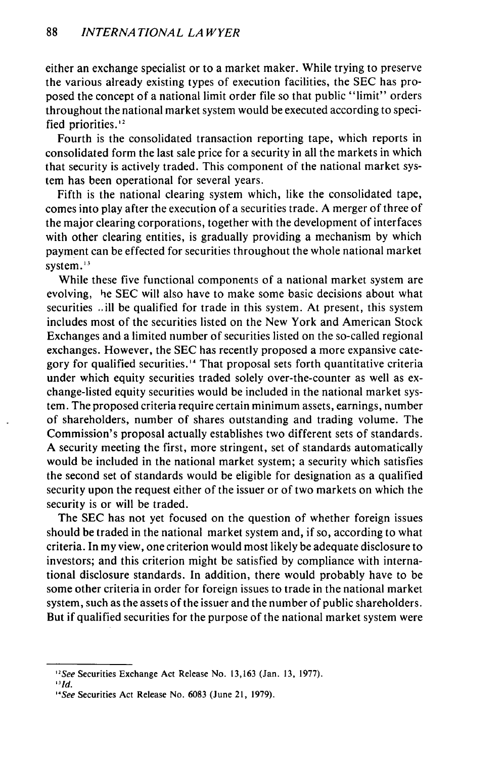either an exchange specialist or to a market maker. While trying to preserve the various already existing types of execution facilities, the SEC has proposed the concept of a national limit order file so that public "limit" orders throughout the national market system would be executed according to specified priorities.[12]

Fourth is the consolidated transaction reporting tape, which reports in consolidated form the last sale price for a security in all the markets in which that security is actively traded. This component of the national market system has been operational for several years.

Fifth is the national clearing system which, like the consolidated tape, comes into play after the execution of a securities trade. A merger of three of the major clearing corporations, together with the development of interfaces with other clearing entities, is gradually providing a mechanism by which payment can be effected for securities throughout the whole national market system.[13]

While these five functional components of a national market system are evolving, the SEC will also have to make some basic decisions about what securities will be qualified for trade in this system. At present, this system includes most of the securities listed on the New York and American Stock Exchanges and a limited number of securities listed on the so-called regional exchanges. However, the SEC has recently proposed a more expansive category for qualified securities.[14] That proposal sets forth quantitative criteria under which equity securities traded solely over-the-counter as well as exchange-listed equity securities would be included in the national market system. The proposed criteria require certain minimum assets, earnings, number of shareholders, number of shares outstanding and trading volume. The Commission's proposal actually establishes two different sets of standards. A security meeting the first, more stringent, set of standards automatically would be included in the national market system; a security which satisfies the second set of standards would be eligible for designation as a qualified security upon the request either of the issuer or of two markets on which the security is or will be traded.

The SEC has not yet focused on the question of whether foreign issues should be traded in the national market system and, if so, according to what criteria. In my view, one criterion would most likely be adequate disclosure to investors; and this criterion might be satisfied by compliance with international disclosure standards. In addition, there would probably have to be some other criteria in order for foreign issues to trade in the national market system, such as the assets of the issuer and the number of public shareholders. But if qualified securities for the purpose of the national market system were

---

[12] *See* Securities Exchange Act Release No. 13,163 (Jan. 13, 1977).

[13] *Id.*

[14] *See* Securities Act Release No. 6083 (June 21, 1979).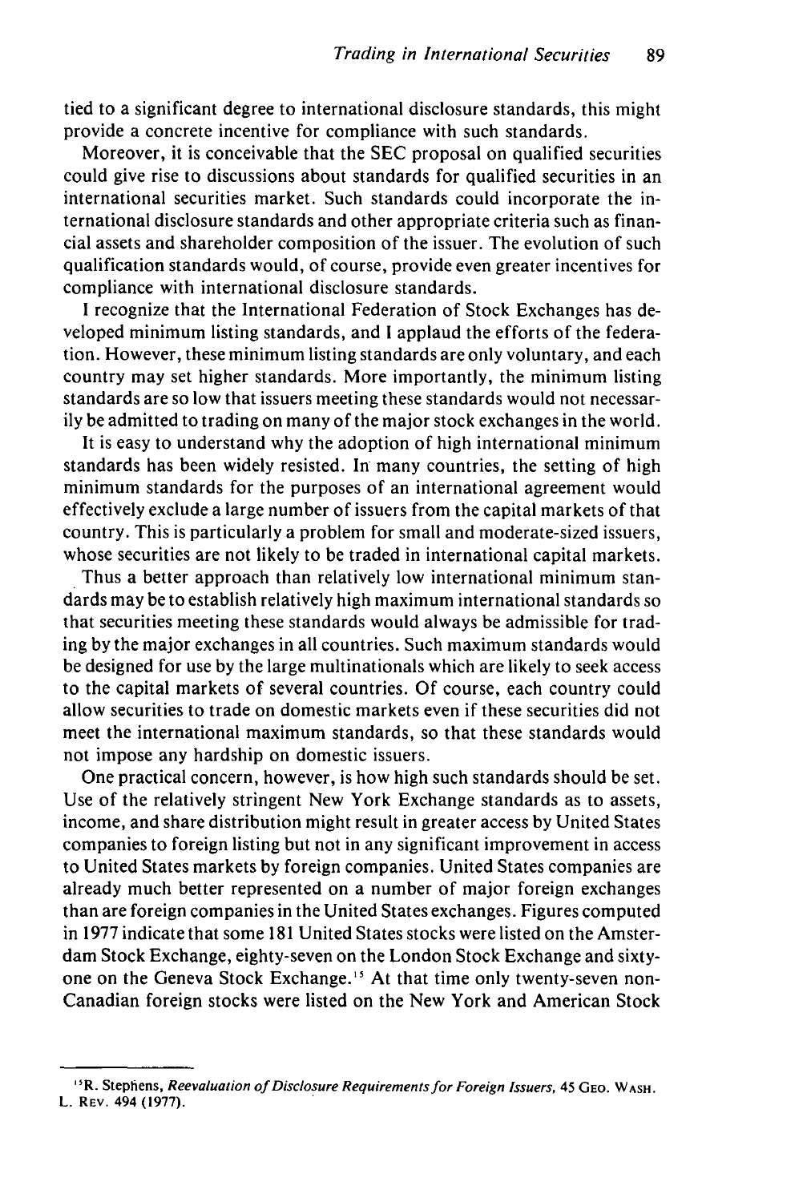tied to a significant degree to international disclosure standards, this might provide a concrete incentive for compliance with such standards.

Moreover, it is conceivable that the SEC proposal on qualified securities could give rise to discussions about standards for qualified securities in an international securities market. Such standards could incorporate the international disclosure standards and other appropriate criteria such as financial assets and shareholder composition of the issuer. The evolution of such qualification standards would, of course, provide even greater incentives for compliance with international disclosure standards.

I recognize that the International Federation of Stock Exchanges has developed minimum listing standards, and I applaud the efforts of the federation. However, these minimum listing standards are only voluntary, and each country may set higher standards. More importantly, the minimum listing standards are so low that issuers meeting these standards would not necessarily be admitted to trading on many of the major stock exchanges in the world.

It is easy to understand why the adoption of high international minimum standards has been widely resisted. In many countries, the setting of high minimum standards for the purposes of an international agreement would effectively exclude a large number of issuers from the capital markets of that country. This is particularly a problem for small and moderate-sized issuers, whose securities are not likely to be traded in international capital markets.

Thus a better approach than relatively low international minimum standards may be to establish relatively high maximum international standards so that securities meeting these standards would always be admissible for trading by the major exchanges in all countries. Such maximum standards would be designed for use by the large multinationals which are likely to seek access to the capital markets of several countries. Of course, each country could allow securities to trade on domestic markets even if these securities did not meet the international maximum standards, so that these standards would not impose any hardship on domestic issuers.

One practical concern, however, is how high such standards should be set. Use of the relatively stringent New York Exchange standards as to assets, income, and share distribution might result in greater access by United States companies to foreign listing but not in any significant improvement in access to United States markets by foreign companies. United States companies are already much better represented on a number of major foreign exchanges than are foreign companies in the United States exchanges. Figures computed in 1977 indicate that some 181 United States stocks were listed on the Amsterdam Stock Exchange, eighty-seven on the London Stock Exchange and sixty-one on the Geneva Stock Exchange.[15] At that time only twenty-seven non-Canadian foreign stocks were listed on the New York and American Stock

[15] R. Stephens, *Reevaluation of Disclosure Requirements for Foreign Issuers*, 45 GEO. WASH. L. REV. 494 (1977).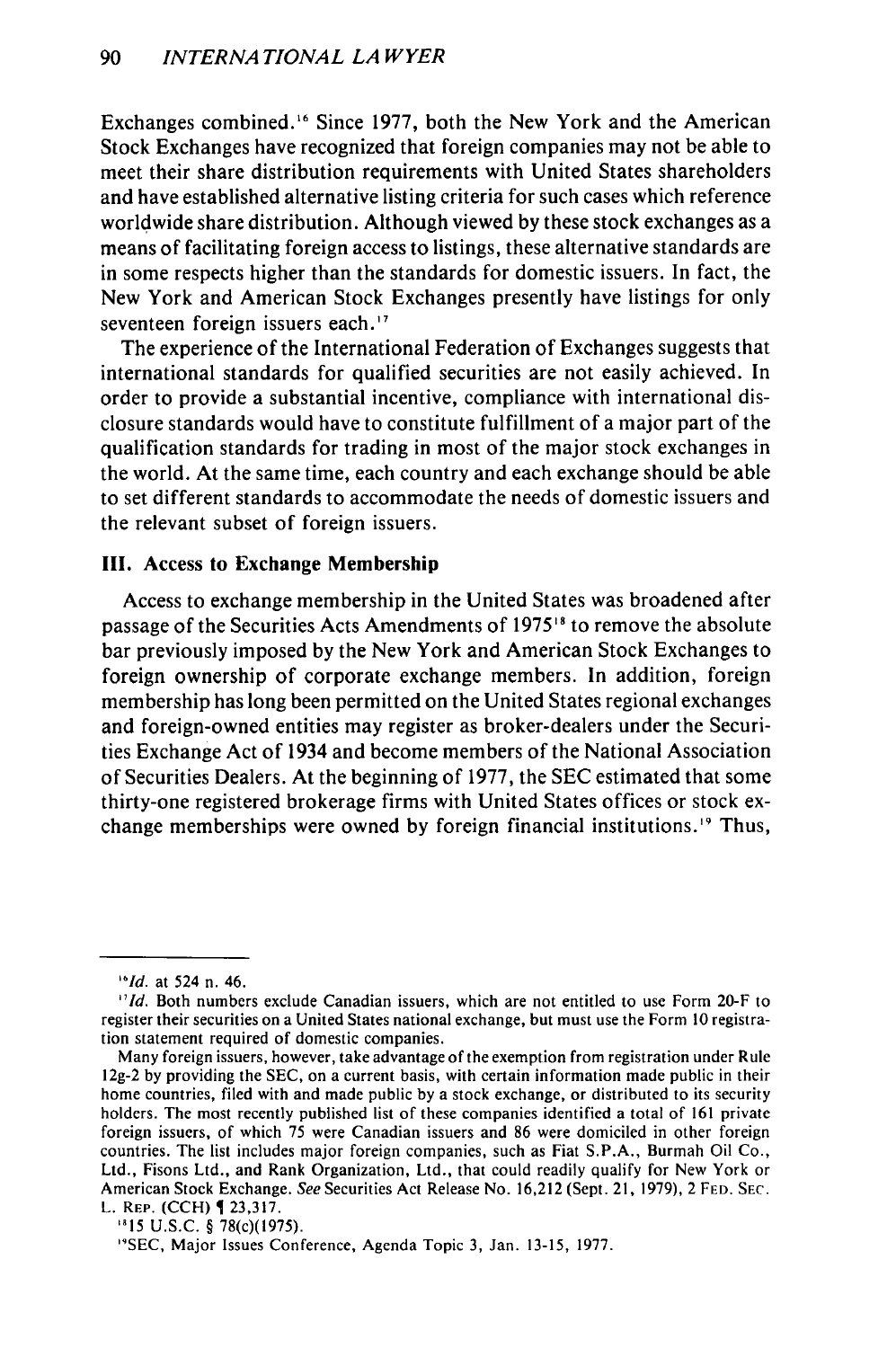Exchanges combined.[16] Since 1977, both the New York and the American Stock Exchanges have recognized that foreign companies may not be able to meet their share distribution requirements with United States shareholders and have established alternative listing criteria for such cases which reference worldwide share distribution. Although viewed by these stock exchanges as a means of facilitating foreign access to listings, these alternative standards are in some respects higher than the standards for domestic issuers. In fact, the New York and American Stock Exchanges presently have listings for only seventeen foreign issuers each.[17]

The experience of the International Federation of Exchanges suggests that international standards for qualified securities are not easily achieved. In order to provide a substantial incentive, compliance with international disclosure standards would have to constitute fulfillment of a major part of the qualification standards for trading in most of the major stock exchanges in the world. At the same time, each country and each exchange should be able to set different standards to accommodate the needs of domestic issuers and the relevant subset of foreign issuers.

### III. Access to Exchange Membership

Access to exchange membership in the United States was broadened after passage of the Securities Acts Amendments of 1975[18] to remove the absolute bar previously imposed by the New York and American Stock Exchanges to foreign ownership of corporate exchange members. In addition, foreign membership has long been permitted on the United States regional exchanges and foreign-owned entities may register as broker-dealers under the Securities Exchange Act of 1934 and become members of the National Association of Securities Dealers. At the beginning of 1977, the SEC estimated that some thirty-one registered brokerage firms with United States offices or stock exchange memberships were owned by foreign financial institutions.[19] Thus,

---

[16] *Id.* at 524 n. 46.

[17] *Id.* Both numbers exclude Canadian issuers, which are not entitled to use Form 20-F to register their securities on a United States national exchange, but must use the Form 10 registration statement required of domestic companies.

Many foreign issuers, however, take advantage of the exemption from registration under Rule 12g-2 by providing the SEC, on a current basis, with certain information made public in their home countries, filed with and made public by a stock exchange, or distributed to its security holders. The most recently published list of these companies identified a total of 161 private foreign issuers, of which 75 were Canadian issuers and 86 were domiciled in other foreign countries. The list includes major foreign companies, such as Fiat S.P.A., Burmah Oil Co., Ltd., Fisons Ltd., and Rank Organization, Ltd., that could readily qualify for New York or American Stock Exchange. *See* Securities Act Release No. 16,212 (Sept. 21, 1979), 2 Fed. Sec. L. Rep. (CCH) ¶ 23,317.

[18] 15 U.S.C. § 78(c)(1975).

[19] SEC, Major Issues Conference, Agenda Topic 3, Jan. 13-15, 1977.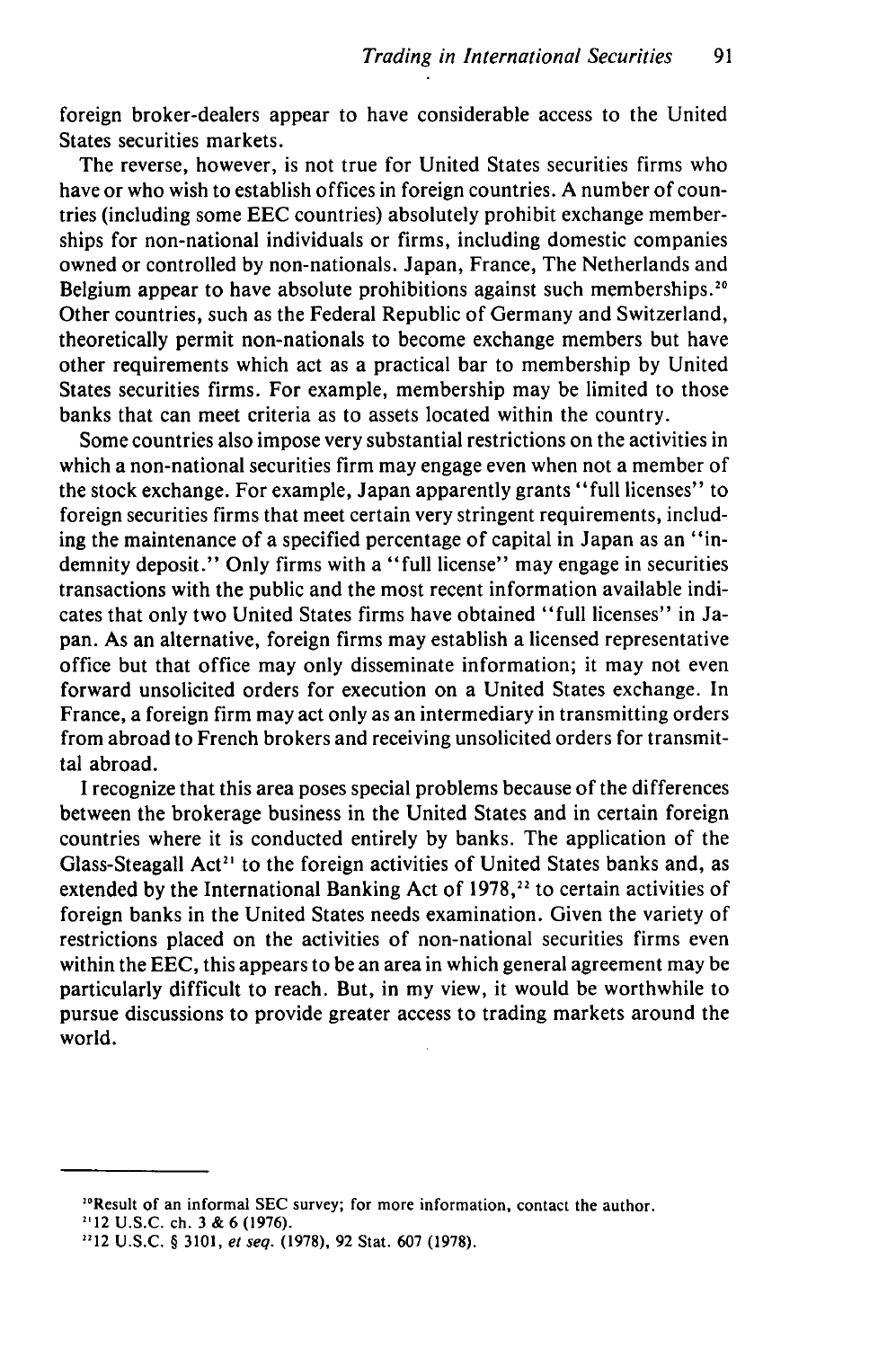foreign broker-dealers appear to have considerable access to the United States securities markets.

The reverse, however, is not true for United States securities firms who have or who wish to establish offices in foreign countries. A number of countries (including some EEC countries) absolutely prohibit exchange memberships for non-national individuals or firms, including domestic companies owned or controlled by non-nationals. Japan, France, The Netherlands and Belgium appear to have absolute prohibitions against such memberships.[20] Other countries, such as the Federal Republic of Germany and Switzerland, theoretically permit non-nationals to become exchange members but have other requirements which act as a practical bar to membership by United States securities firms. For example, membership may be limited to those banks that can meet criteria as to assets located within the country.

Some countries also impose very substantial restrictions on the activities in which a non-national securities firm may engage even when not a member of the stock exchange. For example, Japan apparently grants "full licenses" to foreign securities firms that meet certain very stringent requirements, including the maintenance of a specified percentage of capital in Japan as an "indemnity deposit." Only firms with a "full license" may engage in securities transactions with the public and the most recent information available indicates that only two United States firms have obtained "full licenses" in Japan. As an alternative, foreign firms may establish a licensed representative office but that office may only disseminate information; it may not even forward unsolicited orders for execution on a United States exchange. In France, a foreign firm may act only as an intermediary in transmitting orders from abroad to French brokers and receiving unsolicited orders for transmittal abroad.

I recognize that this area poses special problems because of the differences between the brokerage business in the United States and in certain foreign countries where it is conducted entirely by banks. The application of the Glass-Steagall Act[21] to the foreign activities of United States banks and, as extended by the International Banking Act of 1978,[22] to certain activities of foreign banks in the United States needs examination. Given the variety of restrictions placed on the activities of non-national securities firms even within the EEC, this appears to be an area in which general agreement may be particularly difficult to reach. But, in my view, it would be worthwhile to pursue discussions to provide greater access to trading markets around the world.

---

[20] Result of an informal SEC survey; for more information, contact the author.

[21] 12 U.S.C. ch. 3 & 6 (1976).

[22] 12 U.S.C. § 3101, *et seq.* (1978), 92 Stat. 607 (1978).